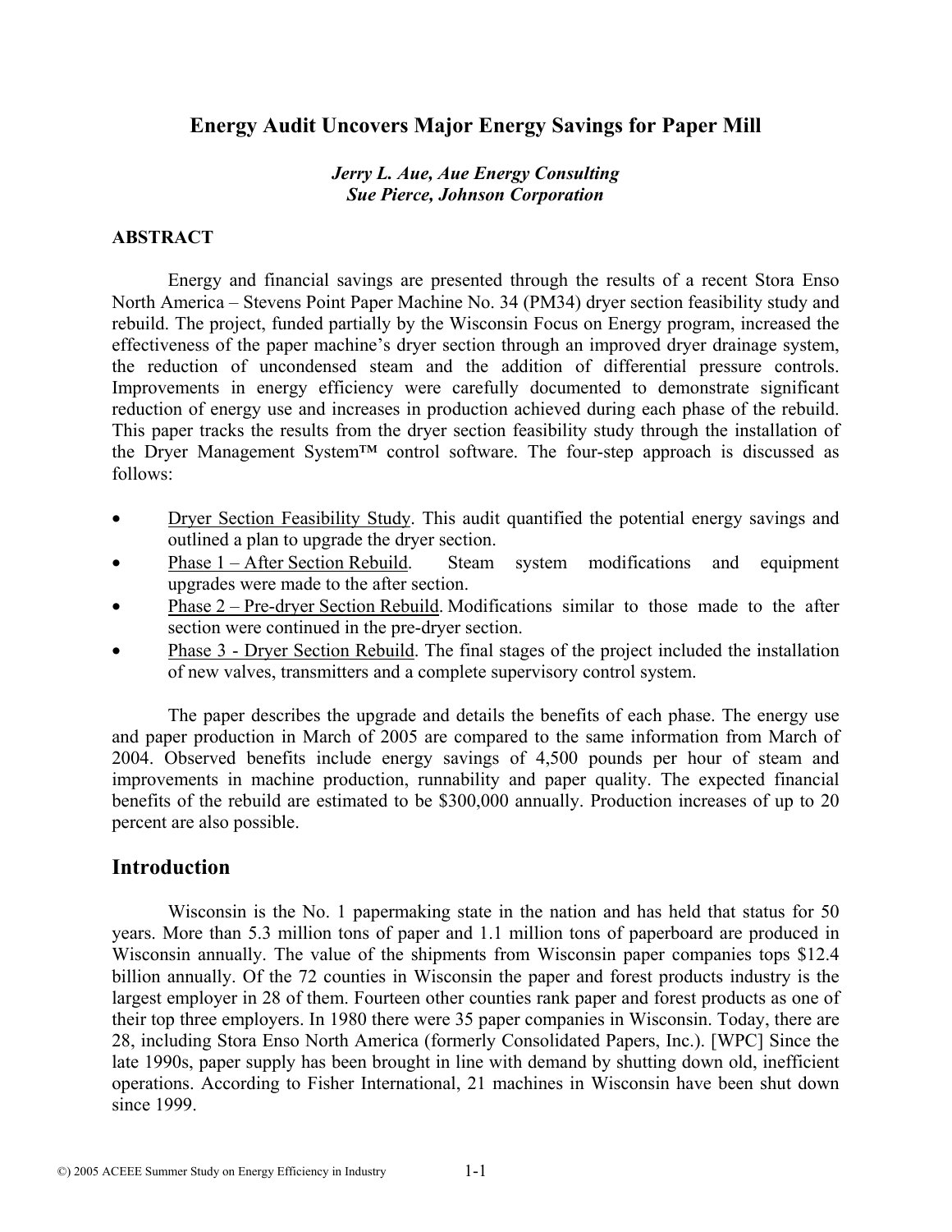# Energy Audit Uncovers Major Energy Savings for Paper Mill

*Jerry L. Aue, Aue Energy Consulting*
*Sue Pierce, Johnson Corporation*

### ABSTRACT

Energy and financial savings are presented through the results of a recent Stora Enso North America – Stevens Point Paper Machine No. 34 (PM34) dryer section feasibility study and rebuild. The project, funded partially by the Wisconsin Focus on Energy program, increased the effectiveness of the paper machine's dryer section through an improved dryer drainage system, the reduction of uncondensed steam and the addition of differential pressure controls. Improvements in energy efficiency were carefully documented to demonstrate significant reduction of energy use and increases in production achieved during each phase of the rebuild. This paper tracks the results from the dryer section feasibility study through the installation of the Dryer Management System™ control software. The four-step approach is discussed as follows:

- Dryer Section Feasibility Study. This audit quantified the potential energy savings and outlined a plan to upgrade the dryer section.
- Phase 1 – After Section Rebuild. Steam system modifications and equipment upgrades were made to the after section.
- Phase 2 – Pre-dryer Section Rebuild. Modifications similar to those made to the after section were continued in the pre-dryer section.
- Phase 3 - Dryer Section Rebuild. The final stages of the project included the installation of new valves, transmitters and a complete supervisory control system.

The paper describes the upgrade and details the benefits of each phase. The energy use and paper production in March of 2005 are compared to the same information from March of 2004. Observed benefits include energy savings of 4,500 pounds per hour of steam and improvements in machine production, runnability and paper quality. The expected financial benefits of the rebuild are estimated to be $300,000 annually. Production increases of up to 20 percent are also possible.

## Introduction

Wisconsin is the No. 1 papermaking state in the nation and has held that status for 50 years. More than 5.3 million tons of paper and 1.1 million tons of paperboard are produced in Wisconsin annually. The value of the shipments from Wisconsin paper companies tops $12.4 billion annually. Of the 72 counties in Wisconsin the paper and forest products industry is the largest employer in 28 of them. Fourteen other counties rank paper and forest products as one of their top three employers. In 1980 there were 35 paper companies in Wisconsin. Today, there are 28, including Stora Enso North America (formerly Consolidated Papers, Inc.). [WPC] Since the late 1990s, paper supply has been brought in line with demand by shutting down old, inefficient operations. According to Fisher International, 21 machines in Wisconsin have been shut down since 1999.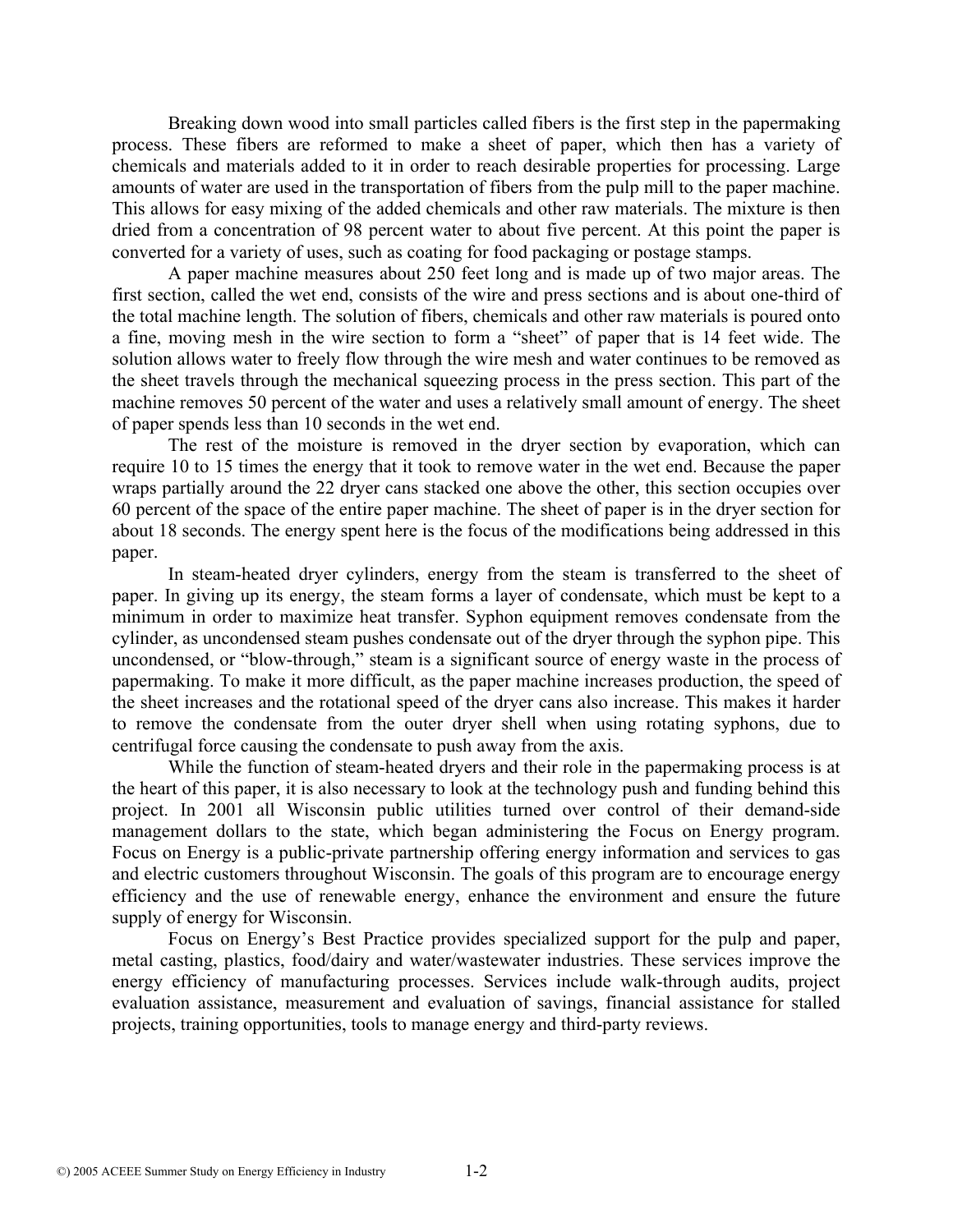Breaking down wood into small particles called fibers is the first step in the papermaking process. These fibers are reformed to make a sheet of paper, which then has a variety of chemicals and materials added to it in order to reach desirable properties for processing. Large amounts of water are used in the transportation of fibers from the pulp mill to the paper machine. This allows for easy mixing of the added chemicals and other raw materials. The mixture is then dried from a concentration of 98 percent water to about five percent. At this point the paper is converted for a variety of uses, such as coating for food packaging or postage stamps.

A paper machine measures about 250 feet long and is made up of two major areas. The first section, called the wet end, consists of the wire and press sections and is about one-third of the total machine length. The solution of fibers, chemicals and other raw materials is poured onto a fine, moving mesh in the wire section to form a "sheet" of paper that is 14 feet wide. The solution allows water to freely flow through the wire mesh and water continues to be removed as the sheet travels through the mechanical squeezing process in the press section. This part of the machine removes 50 percent of the water and uses a relatively small amount of energy. The sheet of paper spends less than 10 seconds in the wet end.

The rest of the moisture is removed in the dryer section by evaporation, which can require 10 to 15 times the energy that it took to remove water in the wet end. Because the paper wraps partially around the 22 dryer cans stacked one above the other, this section occupies over 60 percent of the space of the entire paper machine. The sheet of paper is in the dryer section for about 18 seconds. The energy spent here is the focus of the modifications being addressed in this paper.

In steam-heated dryer cylinders, energy from the steam is transferred to the sheet of paper. In giving up its energy, the steam forms a layer of condensate, which must be kept to a minimum in order to maximize heat transfer. Syphon equipment removes condensate from the cylinder, as uncondensed steam pushes condensate out of the dryer through the syphon pipe. This uncondensed, or "blow-through," steam is a significant source of energy waste in the process of papermaking. To make it more difficult, as the paper machine increases production, the speed of the sheet increases and the rotational speed of the dryer cans also increase. This makes it harder to remove the condensate from the outer dryer shell when using rotating syphons, due to centrifugal force causing the condensate to push away from the axis.

While the function of steam-heated dryers and their role in the papermaking process is at the heart of this paper, it is also necessary to look at the technology push and funding behind this project. In 2001 all Wisconsin public utilities turned over control of their demand-side management dollars to the state, which began administering the Focus on Energy program. Focus on Energy is a public-private partnership offering energy information and services to gas and electric customers throughout Wisconsin. The goals of this program are to encourage energy efficiency and the use of renewable energy, enhance the environment and ensure the future supply of energy for Wisconsin.

Focus on Energy's Best Practice provides specialized support for the pulp and paper, metal casting, plastics, food/dairy and water/wastewater industries. These services improve the energy efficiency of manufacturing processes. Services include walk-through audits, project evaluation assistance, measurement and evaluation of savings, financial assistance for stalled projects, training opportunities, tools to manage energy and third-party reviews.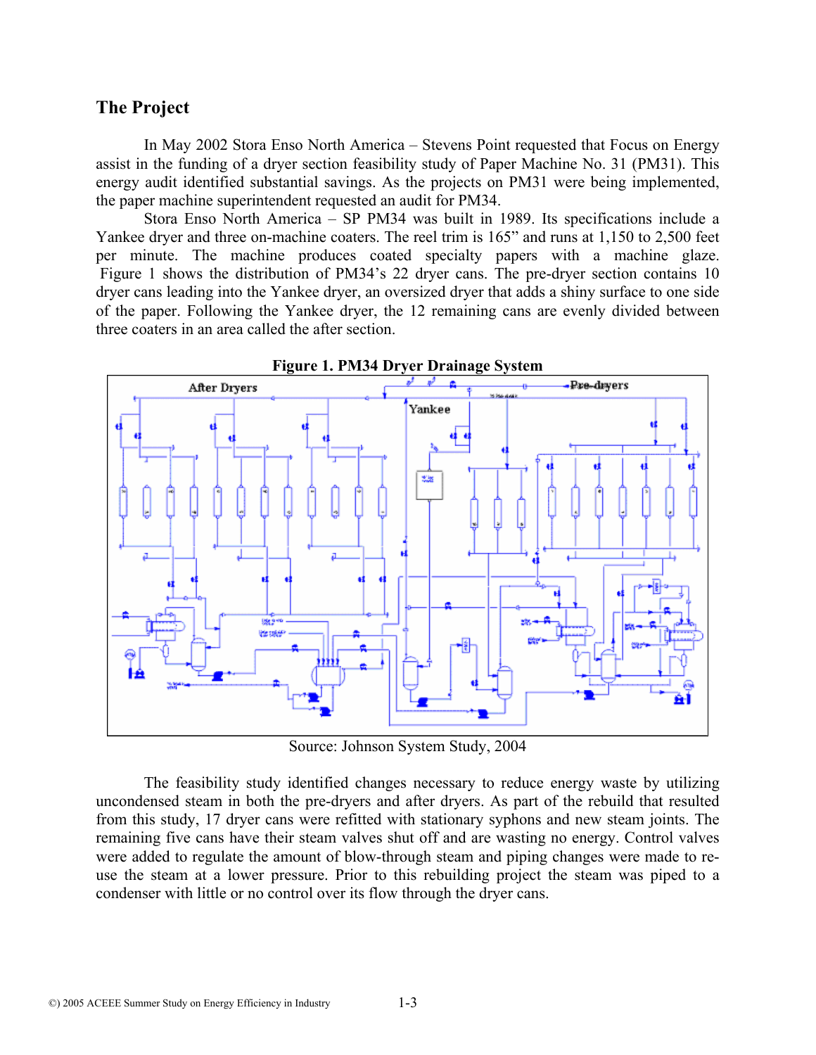## The Project

In May 2002 Stora Enso North America – Stevens Point requested that Focus on Energy assist in the funding of a dryer section feasibility study of Paper Machine No. 31 (PM31). This energy audit identified substantial savings. As the projects on PM31 were being implemented, the paper machine superintendent requested an audit for PM34.

Stora Enso North America – SP PM34 was built in 1989. Its specifications include a Yankee dryer and three on-machine coaters. The reel trim is 165" and runs at 1,150 to 2,500 feet per minute. The machine produces coated specialty papers with a machine glaze. Figure 1 shows the distribution of PM34's 22 dryer cans. The pre-dryer section contains 10 dryer cans leading into the Yankee dryer, an oversized dryer that adds a shiny surface to one side of the paper. Following the Yankee dryer, the 12 remaining cans are evenly divided between three coaters in an area called the after section.

**Figure 1. PM34 Dryer Drainage System**

Source: Johnson System Study, 2004

The feasibility study identified changes necessary to reduce energy waste by utilizing uncondensed steam in both the pre-dryers and after dryers. As part of the rebuild that resulted from this study, 17 dryer cans were refitted with stationary syphons and new steam joints. The remaining five cans have their steam valves shut off and are wasting no energy. Control valves were added to regulate the amount of blow-through steam and piping changes were made to re-use the steam at a lower pressure. Prior to this rebuilding project the steam was piped to a condenser with little or no control over its flow through the dryer cans.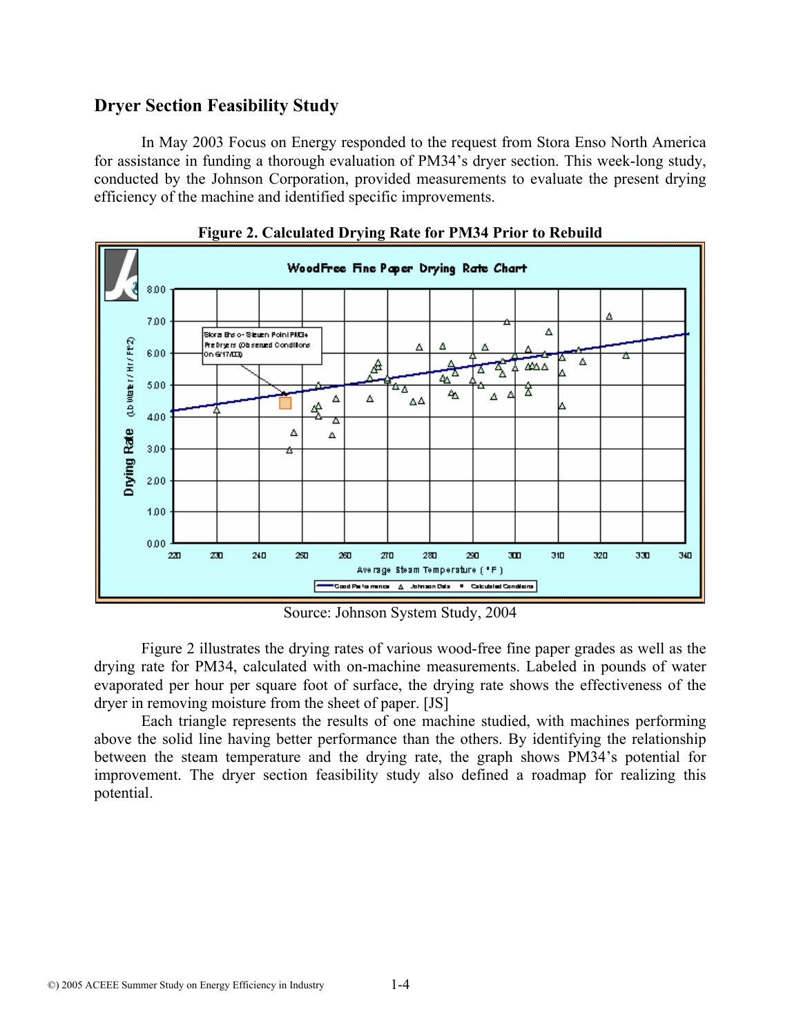## Dryer Section Feasibility Study

In May 2003 Focus on Energy responded to the request from Stora Enso North America for assistance in funding a thorough evaluation of PM34's dryer section. This week-long study, conducted by the Johnson Corporation, provided measurements to evaluate the present drying efficiency of the machine and identified specific improvements.

**Figure 2. Calculated Drying Rate for PM34 Prior to Rebuild**

Source: Johnson System Study, 2004

Figure 2 illustrates the drying rates of various wood-free fine paper grades as well as the drying rate for PM34, calculated with on-machine measurements. Labeled in pounds of water evaporated per hour per square foot of surface, the drying rate shows the effectiveness of the dryer in removing moisture from the sheet of paper. [JS]

Each triangle represents the results of one machine studied, with machines performing above the solid line having better performance than the others. By identifying the relationship between the steam temperature and the drying rate, the graph shows PM34's potential for improvement. The dryer section feasibility study also defined a roadmap for realizing this potential.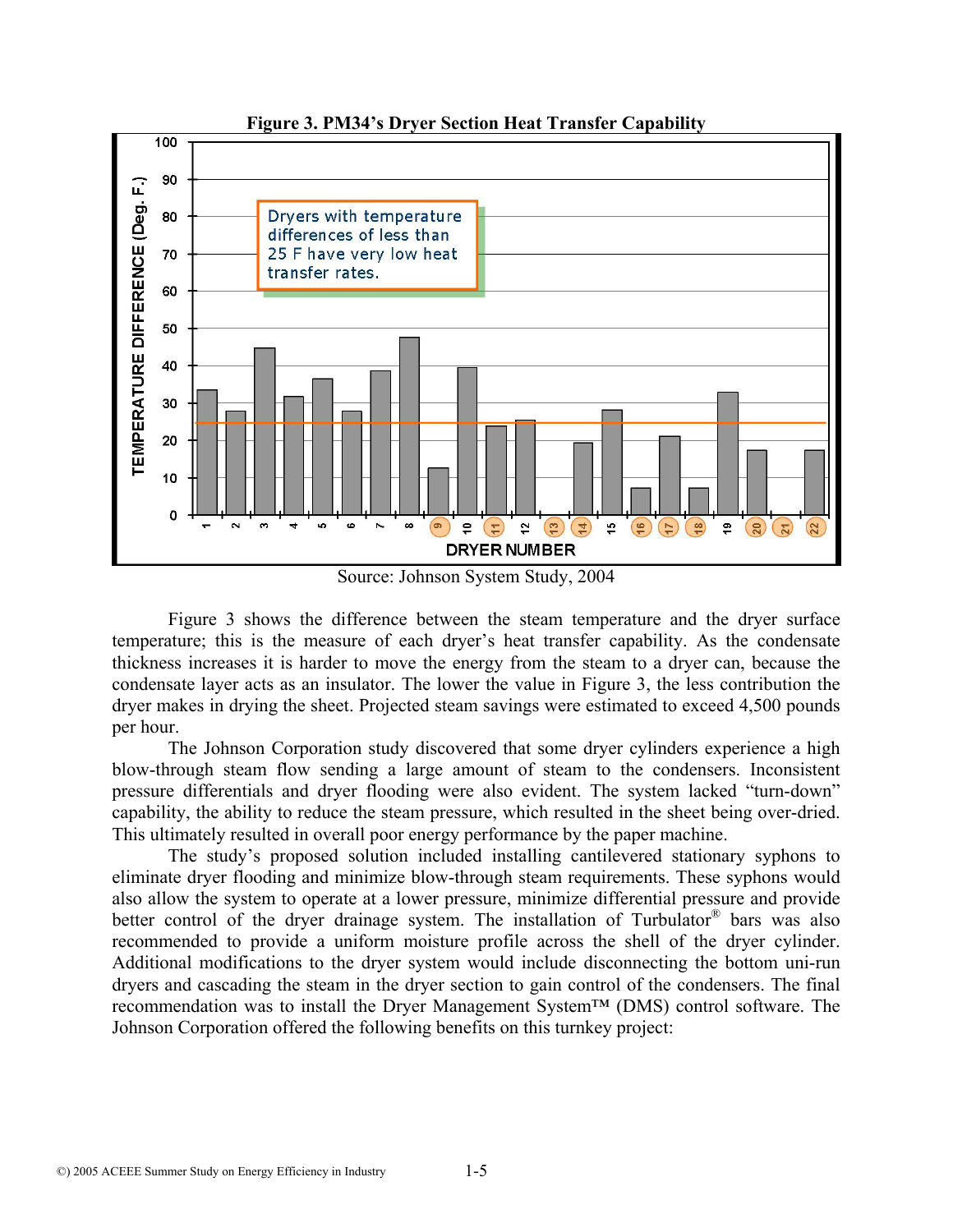**Figure 3. PM34's Dryer Section Heat Transfer Capability**

Source: Johnson System Study, 2004

Figure 3 shows the difference between the steam temperature and the dryer surface temperature; this is the measure of each dryer's heat transfer capability. As the condensate thickness increases it is harder to move the energy from the steam to a dryer can, because the condensate layer acts as an insulator. The lower the value in Figure 3, the less contribution the dryer makes in drying the sheet. Projected steam savings were estimated to exceed 4,500 pounds per hour.

The Johnson Corporation study discovered that some dryer cylinders experience a high blow-through steam flow sending a large amount of steam to the condensers. Inconsistent pressure differentials and dryer flooding were also evident. The system lacked "turn-down" capability, the ability to reduce the steam pressure, which resulted in the sheet being over-dried. This ultimately resulted in overall poor energy performance by the paper machine.

The study's proposed solution included installing cantilevered stationary syphons to eliminate dryer flooding and minimize blow-through steam requirements. These syphons would also allow the system to operate at a lower pressure, minimize differential pressure and provide better control of the dryer drainage system. The installation of Turbulator® bars was also recommended to provide a uniform moisture profile across the shell of the dryer cylinder. Additional modifications to the dryer system would include disconnecting the bottom uni-run dryers and cascading the steam in the dryer section to gain control of the condensers. The final recommendation was to install the Dryer Management System™ (DMS) control software. The Johnson Corporation offered the following benefits on this turnkey project: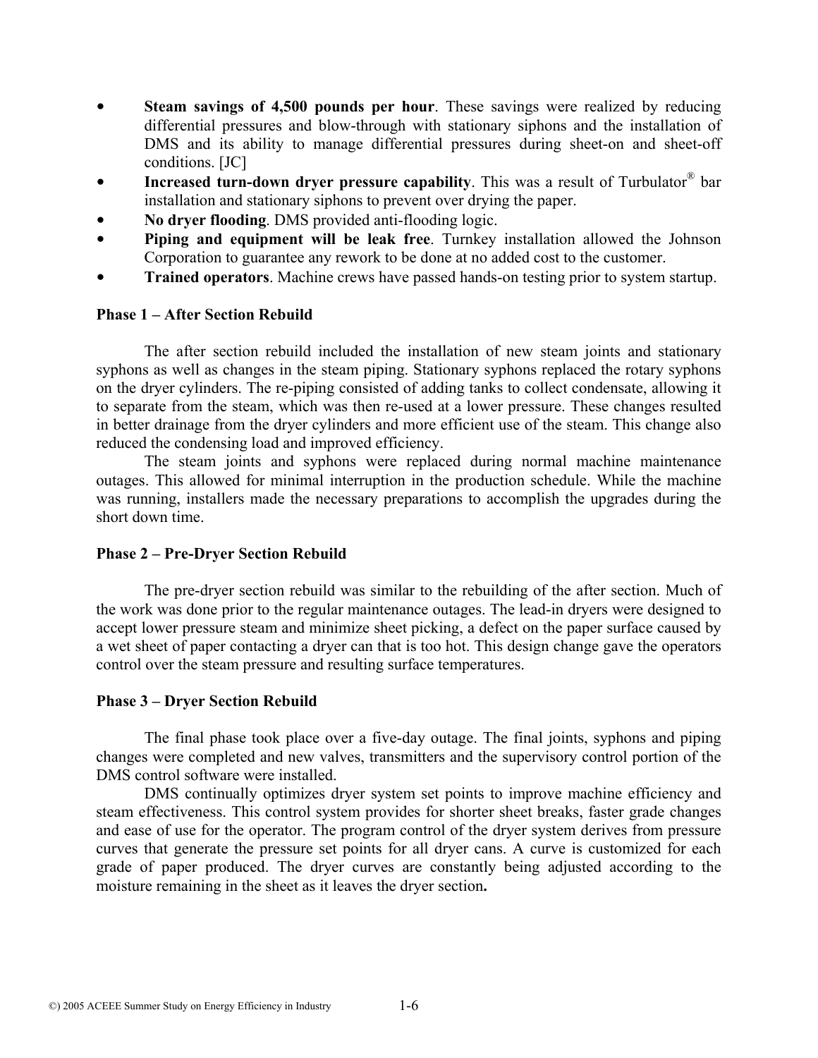- **Steam savings of 4,500 pounds per hour**. These savings were realized by reducing differential pressures and blow-through with stationary siphons and the installation of DMS and its ability to manage differential pressures during sheet-on and sheet-off conditions. [JC]
- **Increased turn-down dryer pressure capability**. This was a result of Turbulator® bar installation and stationary siphons to prevent over drying the paper.
- **No dryer flooding**. DMS provided anti-flooding logic.
- **Piping and equipment will be leak free**. Turnkey installation allowed the Johnson Corporation to guarantee any rework to be done at no added cost to the customer.
- **Trained operators**. Machine crews have passed hands-on testing prior to system startup.

**Phase 1 – After Section Rebuild**

The after section rebuild included the installation of new steam joints and stationary syphons as well as changes in the steam piping. Stationary syphons replaced the rotary syphons on the dryer cylinders. The re-piping consisted of adding tanks to collect condensate, allowing it to separate from the steam, which was then re-used at a lower pressure. These changes resulted in better drainage from the dryer cylinders and more efficient use of the steam. This change also reduced the condensing load and improved efficiency.

The steam joints and syphons were replaced during normal machine maintenance outages. This allowed for minimal interruption in the production schedule. While the machine was running, installers made the necessary preparations to accomplish the upgrades during the short down time.

**Phase 2 – Pre-Dryer Section Rebuild**

The pre-dryer section rebuild was similar to the rebuilding of the after section. Much of the work was done prior to the regular maintenance outages. The lead-in dryers were designed to accept lower pressure steam and minimize sheet picking, a defect on the paper surface caused by a wet sheet of paper contacting a dryer can that is too hot. This design change gave the operators control over the steam pressure and resulting surface temperatures.

**Phase 3 – Dryer Section Rebuild**

The final phase took place over a five-day outage. The final joints, syphons and piping changes were completed and new valves, transmitters and the supervisory control portion of the DMS control software were installed.

DMS continually optimizes dryer system set points to improve machine efficiency and steam effectiveness. This control system provides for shorter sheet breaks, faster grade changes and ease of use for the operator. The program control of the dryer system derives from pressure curves that generate the pressure set points for all dryer cans. A curve is customized for each grade of paper produced. The dryer curves are constantly being adjusted according to the moisture remaining in the sheet as it leaves the dryer section.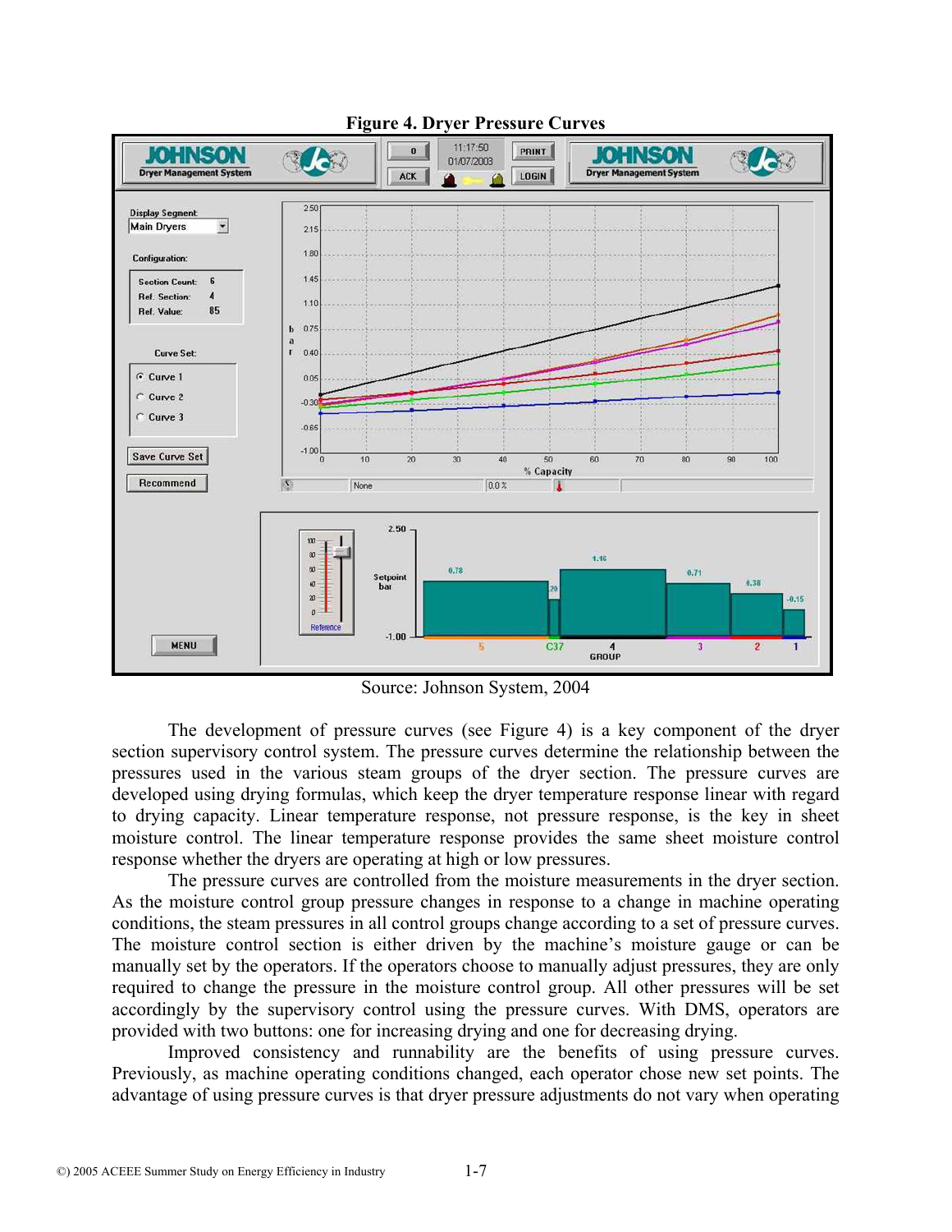**Figure 4. Dryer Pressure Curves**

Source: Johnson System, 2004

The development of pressure curves (see Figure 4) is a key component of the dryer section supervisory control system. The pressure curves determine the relationship between the pressures used in the various steam groups of the dryer section. The pressure curves are developed using drying formulas, which keep the dryer temperature response linear with regard to drying capacity. Linear temperature response, not pressure response, is the key in sheet moisture control. The linear temperature response provides the same sheet moisture control response whether the dryers are operating at high or low pressures.

The pressure curves are controlled from the moisture measurements in the dryer section. As the moisture control group pressure changes in response to a change in machine operating conditions, the steam pressures in all control groups change according to a set of pressure curves. The moisture control section is either driven by the machine's moisture gauge or can be manually set by the operators. If the operators choose to manually adjust pressures, they are only required to change the pressure in the moisture control group. All other pressures will be set accordingly by the supervisory control using the pressure curves. With DMS, operators are provided with two buttons: one for increasing drying and one for decreasing drying.

Improved consistency and runnability are the benefits of using pressure curves. Previously, as machine operating conditions changed, each operator chose new set points. The advantage of using pressure curves is that dryer pressure adjustments do not vary when operating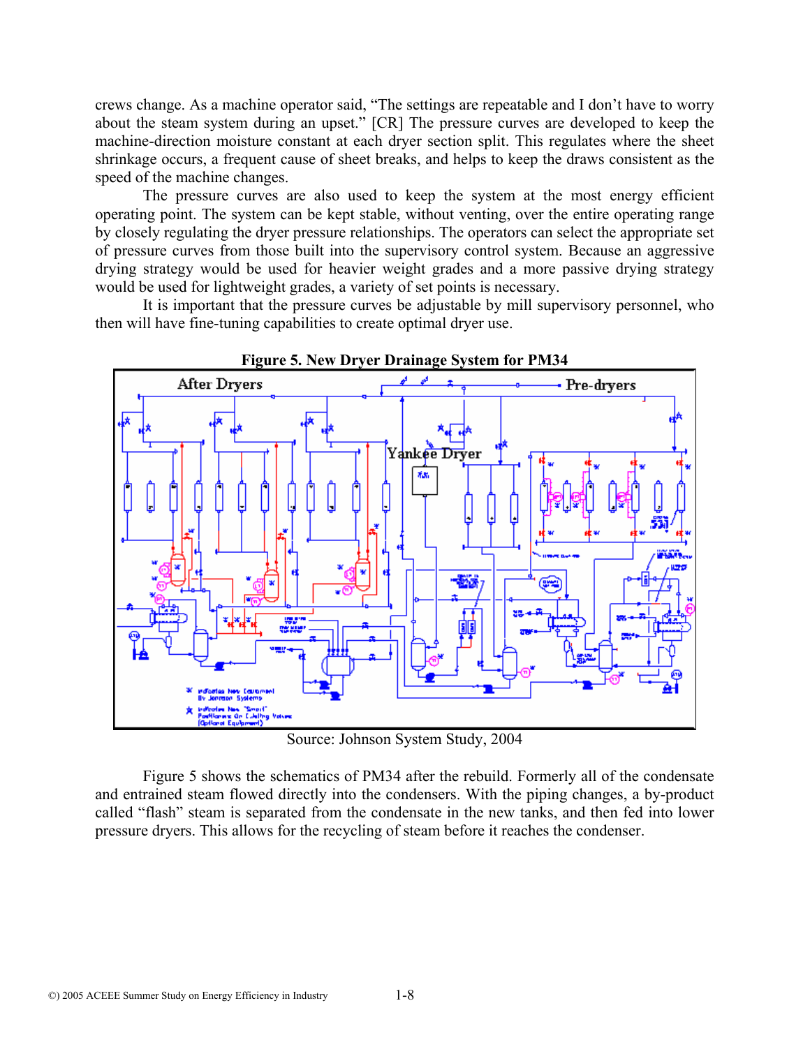crews change. As a machine operator said, "The settings are repeatable and I don't have to worry about the steam system during an upset." [CR] The pressure curves are developed to keep the machine-direction moisture constant at each dryer section split. This regulates where the sheet shrinkage occurs, a frequent cause of sheet breaks, and helps to keep the draws consistent as the speed of the machine changes.

The pressure curves are also used to keep the system at the most energy efficient operating point. The system can be kept stable, without venting, over the entire operating range by closely regulating the dryer pressure relationships. The operators can select the appropriate set of pressure curves from those built into the supervisory control system. Because an aggressive drying strategy would be used for heavier weight grades and a more passive drying strategy would be used for lightweight grades, a variety of set points is necessary.

It is important that the pressure curves be adjustable by mill supervisory personnel, who then will have fine-tuning capabilities to create optimal dryer use.

**Figure 5. New Dryer Drainage System for PM34**

Source: Johnson System Study, 2004

Figure 5 shows the schematics of PM34 after the rebuild. Formerly all of the condensate and entrained steam flowed directly into the condensers. With the piping changes, a by-product called "flash" steam is separated from the condensate in the new tanks, and then fed into lower pressure dryers. This allows for the recycling of steam before it reaches the condenser.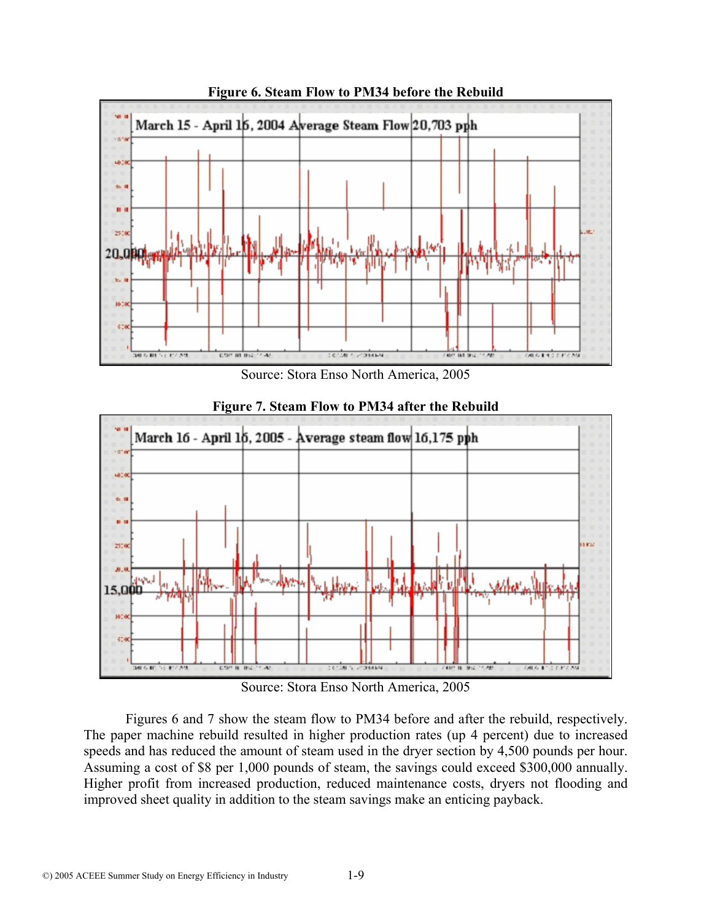**Figure 6. Steam Flow to PM34 before the Rebuild**

Source: Stora Enso North America, 2005

**Figure 7. Steam Flow to PM34 after the Rebuild**

Source: Stora Enso North America, 2005

Figures 6 and 7 show the steam flow to PM34 before and after the rebuild, respectively. The paper machine rebuild resulted in higher production rates (up 4 percent) due to increased speeds and has reduced the amount of steam used in the dryer section by 4,500 pounds per hour. Assuming a cost of $8 per 1,000 pounds of steam, the savings could exceed $300,000 annually. Higher profit from increased production, reduced maintenance costs, dryers not flooding and improved sheet quality in addition to the steam savings make an enticing payback.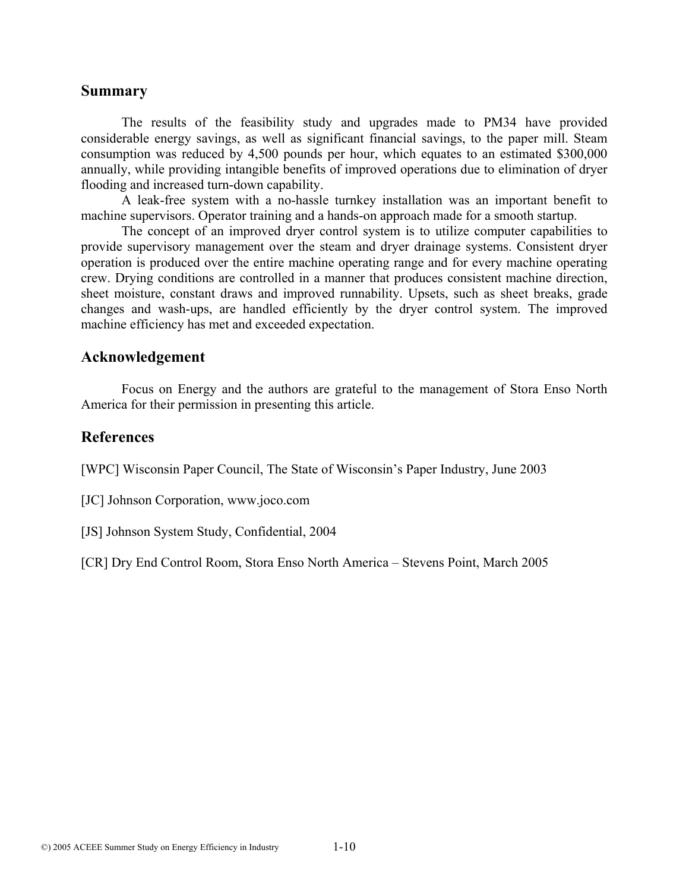## Summary

The results of the feasibility study and upgrades made to PM34 have provided considerable energy savings, as well as significant financial savings, to the paper mill. Steam consumption was reduced by 4,500 pounds per hour, which equates to an estimated $300,000 annually, while providing intangible benefits of improved operations due to elimination of dryer flooding and increased turn-down capability.

A leak-free system with a no-hassle turnkey installation was an important benefit to machine supervisors. Operator training and a hands-on approach made for a smooth startup.

The concept of an improved dryer control system is to utilize computer capabilities to provide supervisory management over the steam and dryer drainage systems. Consistent dryer operation is produced over the entire machine operating range and for every machine operating crew. Drying conditions are controlled in a manner that produces consistent machine direction, sheet moisture, constant draws and improved runnability. Upsets, such as sheet breaks, grade changes and wash-ups, are handled efficiently by the dryer control system. The improved machine efficiency has met and exceeded expectation.

## Acknowledgement

Focus on Energy and the authors are grateful to the management of Stora Enso North America for their permission in presenting this article.

## References

[WPC] Wisconsin Paper Council, The State of Wisconsin's Paper Industry, June 2003

[JC] Johnson Corporation, www.joco.com

[JS] Johnson System Study, Confidential, 2004

[CR] Dry End Control Room, Stora Enso North America – Stevens Point, March 2005